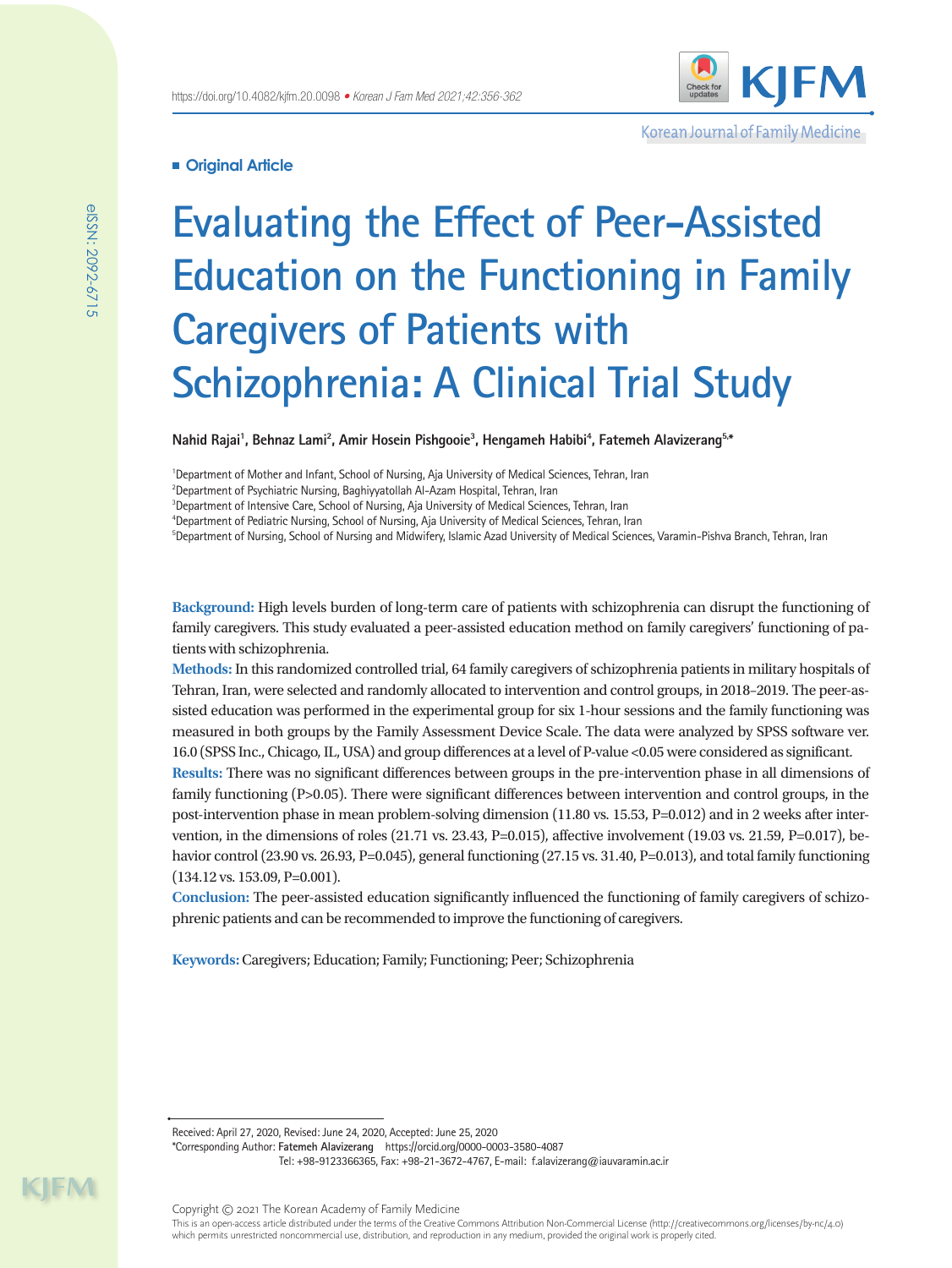■ Original Article

# Evaluating the Effect of Peer-Assisted Education on the Functioning in Family Caregivers of Patients with Schizophrenia: A Clinical Trial Study

**Nahid Rajai[1], Behnaz Lami[2], Amir Hosein Pishgooie[3], Hengameh Habibi[4], Fatemeh Alavizerang[5,*]**

[1]Department of Mother and Infant, School of Nursing, Aja University of Medical Sciences, Tehran, Iran
[2]Department of Psychiatric Nursing, Baghiyyatollah Al-Azam Hospital, Tehran, Iran
[3]Department of Intensive Care, School of Nursing, Aja University of Medical Sciences, Tehran, Iran
[4]Department of Pediatric Nursing, School of Nursing, Aja University of Medical Sciences, Tehran, Iran
[5]Department of Nursing, School of Nursing and Midwifery, Islamic Azad University of Medical Sciences, Varamin-Pishva Branch, Tehran, Iran

**Background:** High levels burden of long-term care of patients with schizophrenia can disrupt the functioning of family caregivers. This study evaluated a peer-assisted education method on family caregivers' functioning of patients with schizophrenia.

**Methods:** In this randomized controlled trial, 64 family caregivers of schizophrenia patients in military hospitals of Tehran, Iran, were selected and randomly allocated to intervention and control groups, in 2018–2019. The peer-assisted education was performed in the experimental group for six 1-hour sessions and the family functioning was measured in both groups by the Family Assessment Device Scale. The data were analyzed by SPSS software ver. 16.0 (SPSS Inc., Chicago, IL, USA) and group differences at a level of P-value <0.05 were considered as significant.

**Results:** There was no significant differences between groups in the pre-intervention phase in all dimensions of family functioning (P>0.05). There were significant differences between intervention and control groups, in the post-intervention phase in mean problem-solving dimension (11.80 vs. 15.53, P=0.012) and in 2 weeks after intervention, in the dimensions of roles (21.71 vs. 23.43, P=0.015), affective involvement (19.03 vs. 21.59, P=0.017), behavior control (23.90 vs. 26.93, P=0.045), general functioning (27.15 vs. 31.40, P=0.013), and total family functioning (134.12 vs. 153.09, P=0.001).

**Conclusion:** The peer-assisted education significantly influenced the functioning of family caregivers of schizophrenic patients and can be recommended to improve the functioning of caregivers.

**Keywords:** Caregivers; Education; Family; Functioning; Peer; Schizophrenia

Received: April 27, 2020, Revised: June 24, 2020, Accepted: June 25, 2020
*Corresponding Author: Fatemeh Alavizerang https://orcid.org/0000-0003-3580-4087
Tel: +98-9123366365, Fax: +98-21-3672-4767, E-mail: f.alavizerang@iauvaramin.ac.ir

Copyright © 2021 The Korean Academy of Family Medicine
This is an open-access article distributed under the terms of the Creative Commons Attribution Non-Commercial License (http://creativecommons.org/licenses/by-nc/4.0) which permits unrestricted noncommercial use, distribution, and reproduction in any medium, provided the original work is properly cited.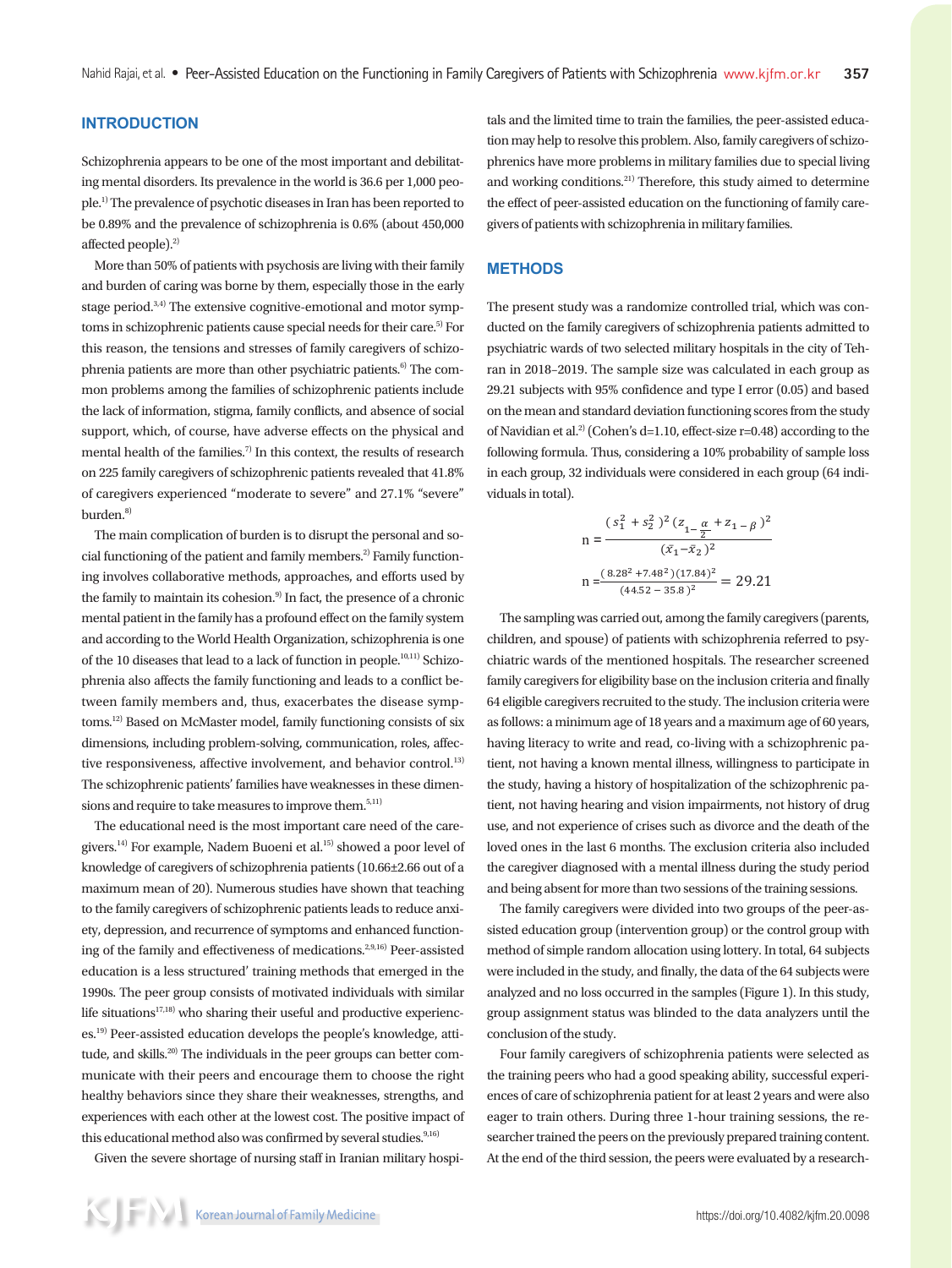## INTRODUCTION

Schizophrenia appears to be one of the most important and debilitating mental disorders. Its prevalence in the world is 36.6 per 1,000 people.[1] The prevalence of psychotic diseases in Iran has been reported to be 0.89% and the prevalence of schizophrenia is 0.6% (about 450,000 affected people).[2]

More than 50% of patients with psychosis are living with their family and burden of caring was borne by them, especially those in the early stage period.[3,4] The extensive cognitive-emotional and motor symptoms in schizophrenic patients cause special needs for their care.[5] For this reason, the tensions and stresses of family caregivers of schizophrenia patients are more than other psychiatric patients.[6] The common problems among the families of schizophrenic patients include the lack of information, stigma, family conflicts, and absence of social support, which, of course, have adverse effects on the physical and mental health of the families.[7] In this context, the results of research on 225 family caregivers of schizophrenic patients revealed that 41.8% of caregivers experienced "moderate to severe" and 27.1% "severe" burden.[8]

The main complication of burden is to disrupt the personal and social functioning of the patient and family members.[2] Family functioning involves collaborative methods, approaches, and efforts used by the family to maintain its cohesion.[9] In fact, the presence of a chronic mental patient in the family has a profound effect on the family system and according to the World Health Organization, schizophrenia is one of the 10 diseases that lead to a lack of function in people.[10,11] Schizophrenia also affects the family functioning and leads to a conflict between family members and, thus, exacerbates the disease symptoms.[12] Based on McMaster model, family functioning consists of six dimensions, including problem-solving, communication, roles, affective responsiveness, affective involvement, and behavior control.[13] The schizophrenic patients' families have weaknesses in these dimensions and require to take measures to improve them.[5,11]

The educational need is the most important care need of the caregivers.[14] For example, Nadem Buoeni et al.[15] showed a poor level of knowledge of caregivers of schizophrenia patients (10.66±2.66 out of a maximum mean of 20). Numerous studies have shown that teaching to the family caregivers of schizophrenic patients leads to reduce anxiety, depression, and recurrence of symptoms and enhanced functioning of the family and effectiveness of medications.[2,9,16] Peer-assisted education is a less structured' training methods that emerged in the 1990s. The peer group consists of motivated individuals with similar life situations[17,18] who sharing their useful and productive experiences.[19] Peer-assisted education develops the people's knowledge, attitude, and skills.[20] The individuals in the peer groups can better communicate with their peers and encourage them to choose the right healthy behaviors since they share their weaknesses, strengths, and experiences with each other at the lowest cost. The positive impact of this educational method also was confirmed by several studies.[9,16]

Given the severe shortage of nursing staff in Iranian military hospitals and the limited time to train the families, the peer-assisted education may help to resolve this problem. Also, family caregivers of schizophrenics have more problems in military families due to special living and working conditions.[21] Therefore, this study aimed to determine the effect of peer-assisted education on the functioning of family caregivers of patients with schizophrenia in military families.

## METHODS

The present study was a randomize controlled trial, which was conducted on the family caregivers of schizophrenia patients admitted to psychiatric wards of two selected military hospitals in the city of Tehran in 2018–2019. The sample size was calculated in each group as 29.21 subjects with 95% confidence and type I error (0.05) and based on the mean and standard deviation functioning scores from the study of Navidian et al.[2] (Cohen's d=1.10, effect-size r=0.48) according to the following formula. Thus, considering a 10% probability of sample loss in each group, 32 individuals were considered in each group (64 individuals in total).

$$n = \frac{(s_1^2 + s_2^2)^2 (z_{1-\frac{\alpha}{2}} + z_{1-\beta})^2}{(\bar{x}_1 - \bar{x}_2)^2}$$

$$n = \frac{(8.28^2 + 7.48^2)(17.84)^2}{(44.52 - 35.8)^2} = 29.21$$

The sampling was carried out, among the family caregivers (parents, children, and spouse) of patients with schizophrenia referred to psychiatric wards of the mentioned hospitals. The researcher screened family caregivers for eligibility base on the inclusion criteria and finally 64 eligible caregivers recruited to the study. The inclusion criteria were as follows: a minimum age of 18 years and a maximum age of 60 years, having literacy to write and read, co-living with a schizophrenic patient, not having a known mental illness, willingness to participate in the study, having a history of hospitalization of the schizophrenic patient, not having hearing and vision impairments, not history of drug use, and not experience of crises such as divorce and the death of the loved ones in the last 6 months. The exclusion criteria also included the caregiver diagnosed with a mental illness during the study period and being absent for more than two sessions of the training sessions.

The family caregivers were divided into two groups of the peer-assisted education group (intervention group) or the control group with method of simple random allocation using lottery. In total, 64 subjects were included in the study, and finally, the data of the 64 subjects were analyzed and no loss occurred in the samples (Figure 1). In this study, group assignment status was blinded to the data analyzers until the conclusion of the study.

Four family caregivers of schizophrenia patients were selected as the training peers who had a good speaking ability, successful experiences of care of schizophrenia patient for at least 2 years and were also eager to train others. During three 1-hour training sessions, the researcher trained the peers on the previously prepared training content. At the end of the third session, the peers were evaluated by a research-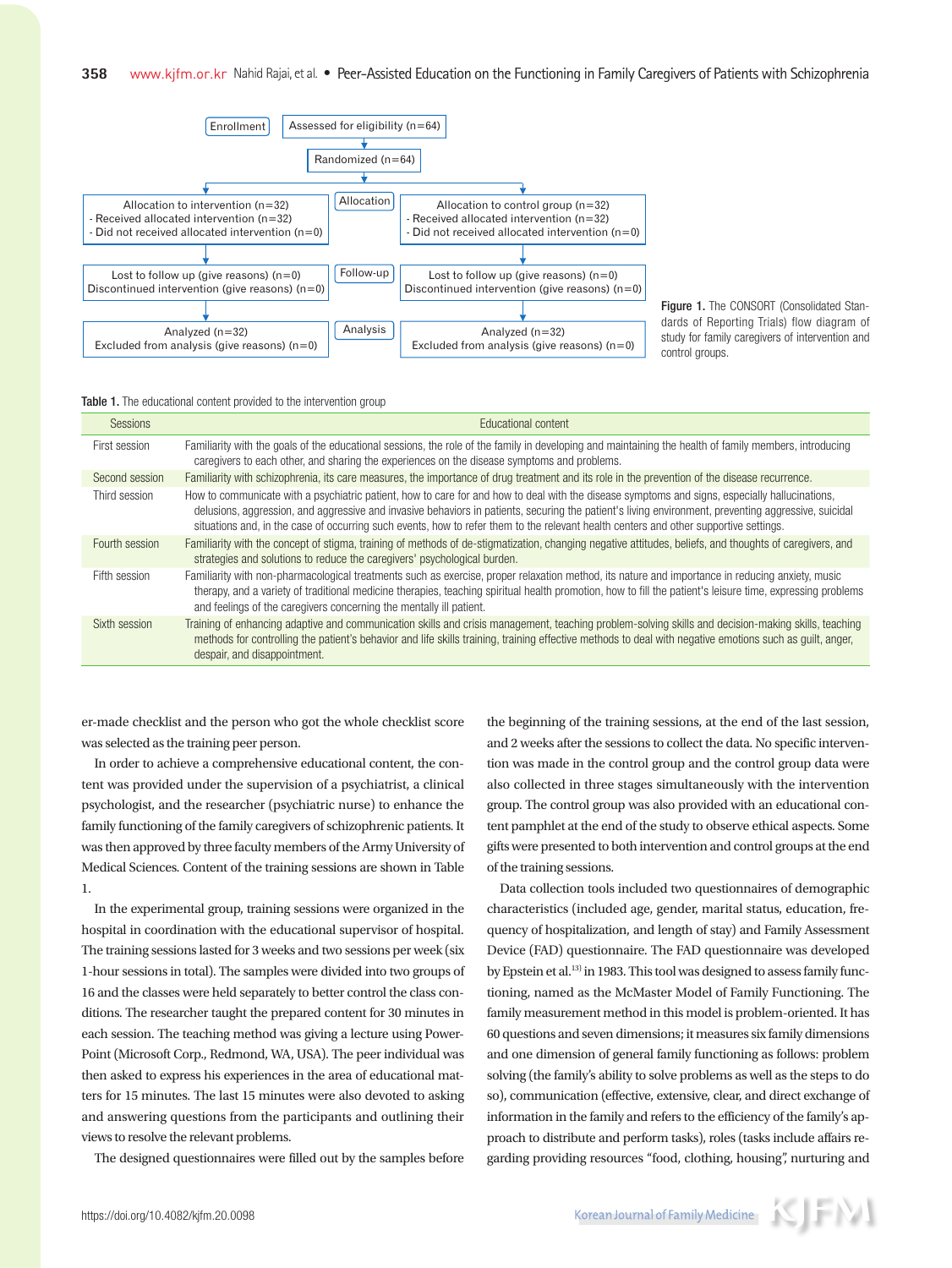| Enrollment | Assessed for eligibility (n=64) | |
|---|---|---|
| | Randomized (n=64) | |
| Allocation to intervention (n=32)<br>- Received allocated intervention (n=32)<br>- Did not received allocated intervention (n=0) | Allocation | Allocation to control group (n=32)<br>- Received allocated intervention (n=32)<br>- Did not received allocated intervention (n=0) |
| Lost to follow up (give reasons) (n=0)<br>Discontinued intervention (give reasons) (n=0) | Follow-up | Lost to follow up (give reasons) (n=0)<br>Discontinued intervention (give reasons) (n=0) |
| Analyzed (n=32)<br>Excluded from analysis (give reasons) (n=0) | Analysis | Analyzed (n=32)<br>Excluded from analysis (give reasons) (n=0) |

**Figure 1.** The CONSORT (Consolidated Standards of Reporting Trials) flow diagram of study for family caregivers of intervention and control groups.

**Table 1.** The educational content provided to the intervention group

| Sessions | Educational content |
|---|---|
| First session | Familiarity with the goals of the educational sessions, the role of the family in developing and maintaining the health of family members, introducing caregivers to each other, and sharing the experiences on the disease symptoms and problems. |
| Second session | Familiarity with schizophrenia, its care measures, the importance of drug treatment and its role in the prevention of the disease recurrence. |
| Third session | How to communicate with a psychiatric patient, how to care for and how to deal with the disease symptoms and signs, especially hallucinations, delusions, aggression, and aggressive and invasive behaviors in patients, securing the patient's living environment, preventing aggressive, suicidal situations and, in the case of occurring such events, how to refer them to the relevant health centers and other supportive settings. |
| Fourth session | Familiarity with the concept of stigma, training of methods of de-stigmatization, changing negative attitudes, beliefs, and thoughts of caregivers, and strategies and solutions to reduce the caregivers' psychological burden. |
| Fifth session | Familiarity with non-pharmacological treatments such as exercise, proper relaxation method, its nature and importance in reducing anxiety, music therapy, and a variety of traditional medicine therapies, teaching spiritual health promotion, how to fill the patient's leisure time, expressing problems and feelings of the caregivers concerning the mentally ill patient. |
| Sixth session | Training of enhancing adaptive and communication skills and crisis management, teaching problem-solving skills and decision-making skills, teaching methods for controlling the patient's behavior and life skills training, training effective methods to deal with negative emotions such as guilt, anger, despair, and disappointment. |

er-made checklist and the person who got the whole checklist score was selected as the training peer person.

In order to achieve a comprehensive educational content, the content was provided under the supervision of a psychiatrist, a clinical psychologist, and the researcher (psychiatric nurse) to enhance the family functioning of the family caregivers of schizophrenic patients. It was then approved by three faculty members of the Army University of Medical Sciences. Content of the training sessions are shown in Table 1.

In the experimental group, training sessions were organized in the hospital in coordination with the educational supervisor of hospital. The training sessions lasted for 3 weeks and two sessions per week (six 1-hour sessions in total). The samples were divided into two groups of 16 and the classes were held separately to better control the class conditions. The researcher taught the prepared content for 30 minutes in each session. The teaching method was giving a lecture using PowerPoint (Microsoft Corp., Redmond, WA, USA). The peer individual was then asked to express his experiences in the area of educational matters for 15 minutes. The last 15 minutes were also devoted to asking and answering questions from the participants and outlining their views to resolve the relevant problems.

The designed questionnaires were filled out by the samples before the beginning of the training sessions, at the end of the last session, and 2 weeks after the sessions to collect the data. No specific intervention was made in the control group and the control group data were also collected in three stages simultaneously with the intervention group. The control group was also provided with an educational content pamphlet at the end of the study to observe ethical aspects. Some gifts were presented to both intervention and control groups at the end of the training sessions.

Data collection tools included two questionnaires of demographic characteristics (included age, gender, marital status, education, frequency of hospitalization, and length of stay) and Family Assessment Device (FAD) questionnaire. The FAD questionnaire was developed by Epstein et al.[13] in 1983. This tool was designed to assess family functioning, named as the McMaster Model of Family Functioning. The family measurement method in this model is problem-oriented. It has 60 questions and seven dimensions; it measures six family dimensions and one dimension of general family functioning as follows: problem solving (the family's ability to solve problems as well as the steps to do so), communication (effective, extensive, clear, and direct exchange of information in the family and refers to the efficiency of the family's approach to distribute and perform tasks), roles (tasks include affairs regarding providing resources "food, clothing, housing", nurturing and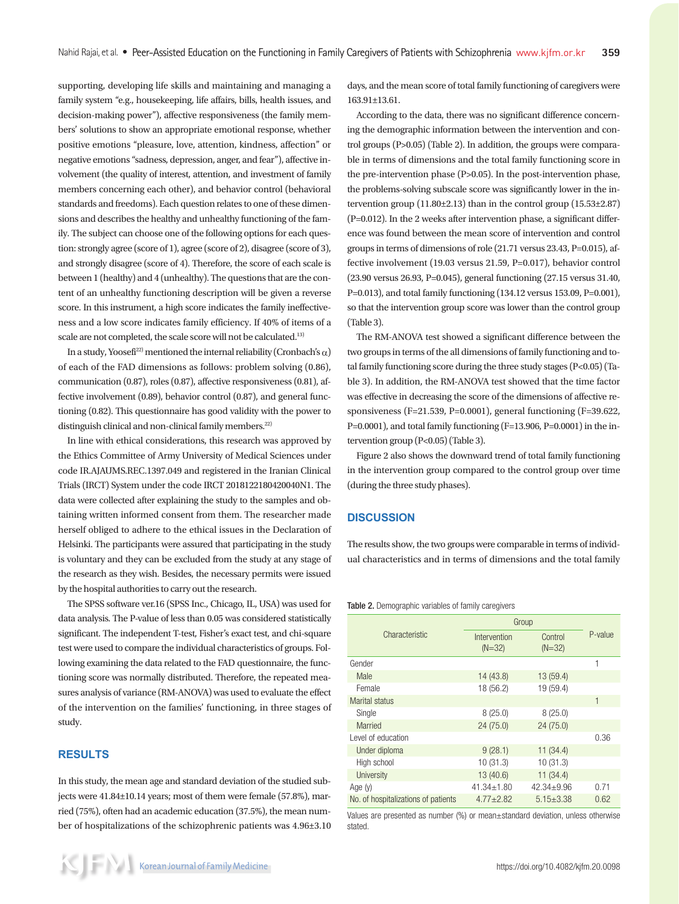supporting, developing life skills and maintaining and managing a family system "e.g., housekeeping, life affairs, bills, health issues, and decision-making power"), affective responsiveness (the family members' solutions to show an appropriate emotional response, whether positive emotions "pleasure, love, attention, kindness, affection" or negative emotions "sadness, depression, anger, and fear"), affective involvement (the quality of interest, attention, and investment of family members concerning each other), and behavior control (behavioral standards and freedoms). Each question relates to one of these dimensions and describes the healthy and unhealthy functioning of the family. The subject can choose one of the following options for each question: strongly agree (score of 1), agree (score of 2), disagree (score of 3), and strongly disagree (score of 4). Therefore, the score of each scale is between 1 (healthy) and 4 (unhealthy). The questions that are the content of an unhealthy functioning description will be given a reverse score. In this instrument, a high score indicates the family ineffectiveness and a low score indicates family efficiency. If 40% of items of a scale are not completed, the scale score will not be calculated.[13]

In a study, Yoosefi[22] mentioned the internal reliability (Cronbach's $\alpha$) of each of the FAD dimensions as follows: problem solving (0.86), communication (0.87), roles (0.87), affective responsiveness (0.81), affective involvement (0.89), behavior control (0.87), and general functioning (0.82). This questionnaire has good validity with the power to distinguish clinical and non-clinical family members.[22]

In line with ethical considerations, this research was approved by the Ethics Committee of Army University of Medical Sciences under code IR.AJAUMS.REC.1397.049 and registered in the Iranian Clinical Trials (IRCT) System under the code IRCT 2018122180420040N1. The data were collected after explaining the study to the samples and obtaining written informed consent from them. The researcher made herself obliged to adhere to the ethical issues in the Declaration of Helsinki. The participants were assured that participating in the study is voluntary and they can be excluded from the study at any stage of the research as they wish. Besides, the necessary permits were issued by the hospital authorities to carry out the research.

The SPSS software ver.16 (SPSS Inc., Chicago, IL, USA) was used for data analysis. The P-value of less than 0.05 was considered statistically significant. The independent T-test, Fisher's exact test, and chi-square test were used to compare the individual characteristics of groups. Following examining the data related to the FAD questionnaire, the functioning score was normally distributed. Therefore, the repeated measures analysis of variance (RM-ANOVA) was used to evaluate the effect of the intervention on the families' functioning, in three stages of study.

## RESULTS

In this study, the mean age and standard deviation of the studied subjects were 41.84±10.14 years; most of them were female (57.8%), married (75%), often had an academic education (37.5%), the mean number of hospitalizations of the schizophrenic patients was 4.96±3.10 days, and the mean score of total family functioning of caregivers were 163.91±13.61.

According to the data, there was no significant difference concerning the demographic information between the intervention and control groups (P>0.05) (Table 2). In addition, the groups were comparable in terms of dimensions and the total family functioning score in the pre-intervention phase (P>0.05). In the post-intervention phase, the problems-solving subscale score was significantly lower in the intervention group (11.80±2.13) than in the control group (15.53±2.87) (P=0.012). In the 2 weeks after intervention phase, a significant difference was found between the mean score of intervention and control groups in terms of dimensions of role (21.71 versus 23.43, P=0.015), affective involvement (19.03 versus 21.59, P=0.017), behavior control (23.90 versus 26.93, P=0.045), general functioning (27.15 versus 31.40, P=0.013), and total family functioning (134.12 versus 153.09, P=0.001), so that the intervention group score was lower than the control group (Table 3).

The RM-ANOVA test showed a significant difference between the two groups in terms of the all dimensions of family functioning and total family functioning score during the three study stages (P<0.05) (Table 3). In addition, the RM-ANOVA test showed that the time factor was effective in decreasing the score of the dimensions of affective responsiveness (F=21.539, P=0.0001), general functioning (F=39.622, P=0.0001), and total family functioning (F=13.906, P=0.0001) in the intervention group (P<0.05) (Table 3).

Figure 2 also shows the downward trend of total family functioning in the intervention group compared to the control group over time (during the three study phases).

## DISCUSSION

The results show, the two groups were comparable in terms of individual characteristics and in terms of dimensions and the total family

**Table 2.** Demographic variables of family caregivers

| Characteristic | Group | | P-value |
|---|---|---|---|
| | Intervention (N=32) | Control (N=32) | |
| Gender | | | 1 |
| Male | 14 (43.8) | 13 (59.4) | |
| Female | 18 (56.2) | 19 (59.4) | |
| Marital status | | | 1 |
| Single | 8 (25.0) | 8 (25.0) | |
| Married | 24 (75.0) | 24 (75.0) | |
| Level of education | | | 0.36 |
| Under diploma | 9 (28.1) | 11 (34.4) | |
| High school | 10 (31.3) | 10 (31.3) | |
| University | 13 (40.6) | 11 (34.4) | |
| Age (y) | 41.34±1.80 | 42.34±9.96 | 0.71 |
| No. of hospitalizations of patients | 4.77±2.82 | 5.15±3.38 | 0.62 |

Values are presented as number (%) or mean±standard deviation, unless otherwise stated.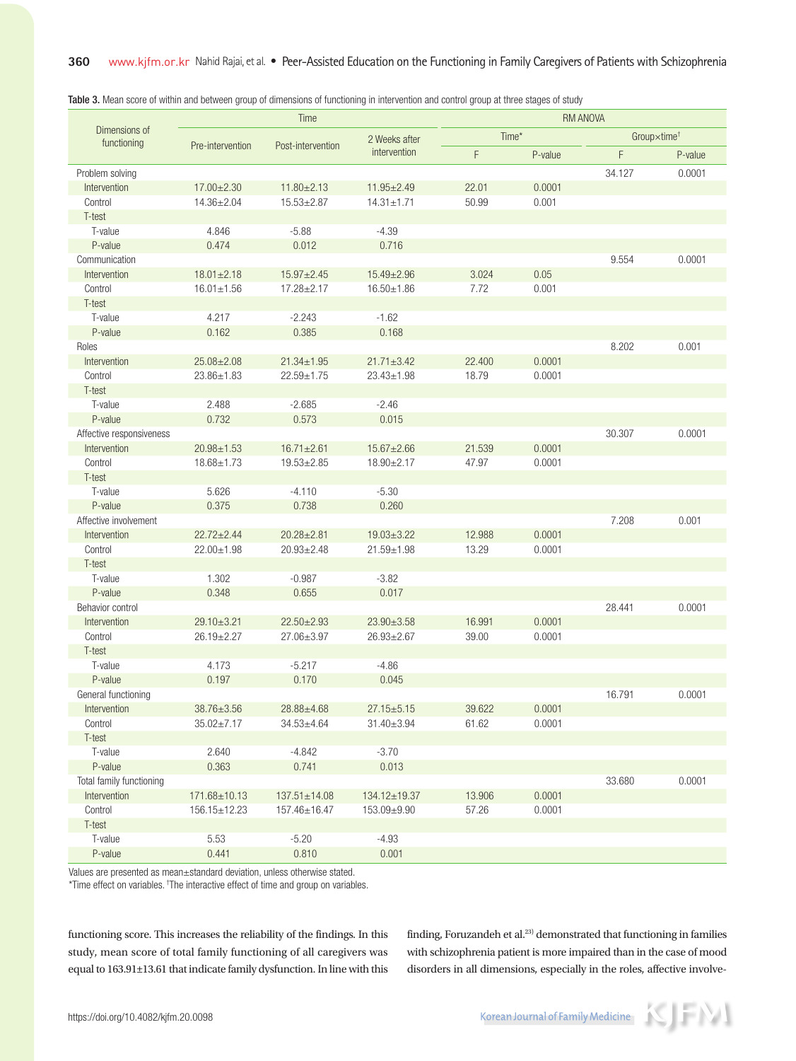**Table 3.** Mean score of within and between group of dimensions of functioning in intervention and control group at three stages of study

| Dimensions of functioning | Time | | | RM ANOVA | | | |
|---|---|---|---|---|---|---|---|
| | Pre-intervention | Post-intervention | 2 Weeks after intervention | Time* | | Group×time† | |
| | | | | F | P-value | F | P-value |
| Problem solving | | | | | | 34.127 | 0.0001 |
| Intervention | 17.00±2.30 | 11.80±2.13 | 11.95±2.49 | 22.01 | 0.0001 | | |
| Control | 14.36±2.04 | 15.53±2.87 | 14.31±1.71 | 50.99 | 0.001 | | |
| T-test | | | | | | | |
| T-value | 4.846 | -5.88 | -4.39 | | | | |
| P-value | 0.474 | 0.012 | 0.716 | | | | |
| Communication | | | | | | 9.554 | 0.0001 |
| Intervention | 18.01±2.18 | 15.97±2.45 | 15.49±2.96 | 3.024 | 0.05 | | |
| Control | 16.01±1.56 | 17.28±2.17 | 16.50±1.86 | 7.72 | 0.001 | | |
| T-test | | | | | | | |
| T-value | 4.217 | -2.243 | -1.62 | | | | |
| P-value | 0.162 | 0.385 | 0.168 | | | | |
| Roles | | | | | | 8.202 | 0.001 |
| Intervention | 25.08±2.08 | 21.34±1.95 | 21.71±3.42 | 22.400 | 0.0001 | | |
| Control | 23.86±1.83 | 22.59±1.75 | 23.43±1.98 | 18.79 | 0.0001 | | |
| T-test | | | | | | | |
| T-value | 2.488 | -2.685 | -2.46 | | | | |
| P-value | 0.732 | 0.573 | 0.015 | | | | |
| Affective responsiveness | | | | | | 30.307 | 0.0001 |
| Intervention | 20.98±1.53 | 16.71±2.61 | 15.67±2.66 | 21.539 | 0.0001 | | |
| Control | 18.68±1.73 | 19.53±2.85 | 18.90±2.17 | 47.97 | 0.0001 | | |
| T-test | | | | | | | |
| T-value | 5.626 | -4.110 | -5.30 | | | | |
| P-value | 0.375 | 0.738 | 0.260 | | | | |
| Affective involvement | | | | | | 7.208 | 0.001 |
| Intervention | 22.72±2.44 | 20.28±2.81 | 19.03±3.22 | 12.988 | 0.0001 | | |
| Control | 22.00±1.98 | 20.93±2.48 | 21.59±1.98 | 13.29 | 0.0001 | | |
| T-test | | | | | | | |
| T-value | 1.302 | -0.987 | -3.82 | | | | |
| P-value | 0.348 | 0.655 | 0.017 | | | | |
| Behavior control | | | | | | 28.441 | 0.0001 |
| Intervention | 29.10±3.21 | 22.50±2.93 | 23.90±3.58 | 16.991 | 0.0001 | | |
| Control | 26.19±2.27 | 27.06±3.97 | 26.93±2.67 | 39.00 | 0.0001 | | |
| T-test | | | | | | | |
| T-value | 4.173 | -5.217 | -4.86 | | | | |
| P-value | 0.197 | 0.170 | 0.045 | | | | |
| General functioning | | | | | | 16.791 | 0.0001 |
| Intervention | 38.76±3.56 | 28.88±4.68 | 27.15±5.15 | 39.622 | 0.0001 | | |
| Control | 35.02±7.17 | 34.53±4.64 | 31.40±3.94 | 61.62 | 0.0001 | | |
| T-test | | | | | | | |
| T-value | 2.640 | -4.842 | -3.70 | | | | |
| P-value | 0.363 | 0.741 | 0.013 | | | | |
| Total family functioning | | | | | | 33.680 | 0.0001 |
| Intervention | 171.68±10.13 | 137.51±14.08 | 134.12±19.37 | 13.906 | 0.0001 | | |
| Control | 156.15±12.23 | 157.46±16.47 | 153.09±9.90 | 57.26 | 0.0001 | | |
| T-test | | | | | | | |
| T-value | 5.53 | -5.20 | -4.93 | | | | |
| P-value | 0.441 | 0.810 | 0.001 | | | | |

Values are presented as mean±standard deviation, unless otherwise stated.
*Time effect on variables. †The interactive effect of time and group on variables.

functioning score. This increases the reliability of the findings. In this study, mean score of total family functioning of all caregivers was equal to 163.91±13.61 that indicate family dysfunction. In line with this finding, Foruzandeh et al.[23] demonstrated that functioning in families with schizophrenia patient is more impaired than in the case of mood disorders in all dimensions, especially in the roles, affective involve-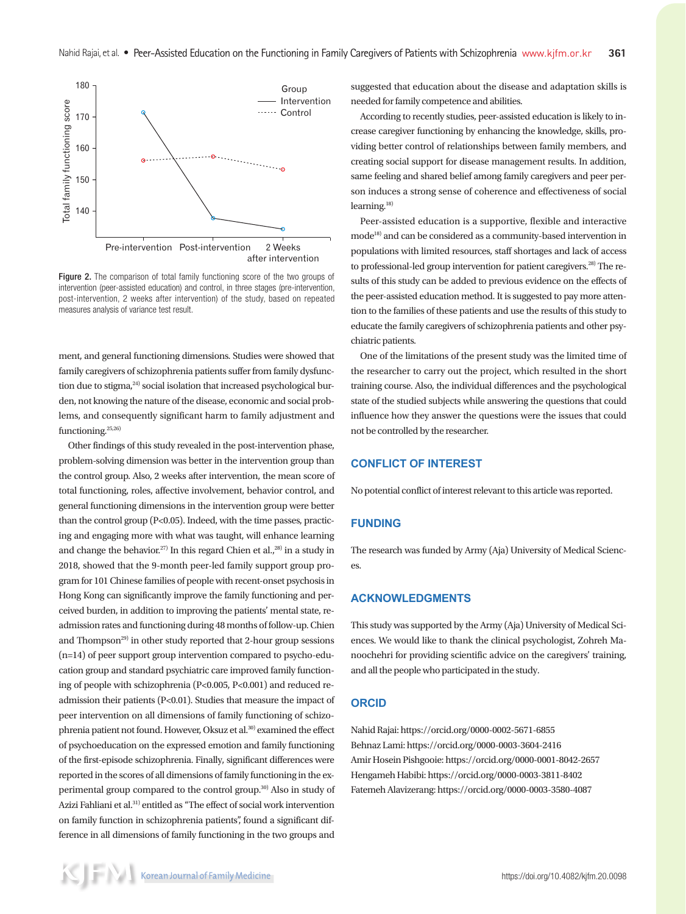Figure 2. The comparison of total family functioning score of the two groups of intervention (peer-assisted education) and control, in three stages (pre-intervention, post-intervention, 2 weeks after intervention) of the study, based on repeated measures analysis of variance test result.

ment, and general functioning dimensions. Studies were showed that family caregivers of schizophrenia patients suffer from family dysfunction due to stigma,[24] social isolation that increased psychological burden, not knowing the nature of the disease, economic and social problems, and consequently significant harm to family adjustment and functioning.[25,26]

Other findings of this study revealed in the post-intervention phase, problem-solving dimension was better in the intervention group than the control group. Also, 2 weeks after intervention, the mean score of total functioning, roles, affective involvement, behavior control, and general functioning dimensions in the intervention group were better than the control group ($P<0.05$). Indeed, with the time passes, practicing and engaging more with what was taught, will enhance learning and change the behavior.[27] In this regard Chien et al.,[28] in a study in 2018, showed that the 9-month peer-led family support group program for 101 Chinese families of people with recent-onset psychosis in Hong Kong can significantly improve the family functioning and perceived burden, in addition to improving the patients' mental state, readmission rates and functioning during 48 months of follow-up. Chien and Thompson[29] in other study reported that 2-hour group sessions (n=14) of peer support group intervention compared to psycho-education group and standard psychiatric care improved family functioning of people with schizophrenia ($P<0.005$, $P<0.001$) and reduced readmission their patients ($P<0.01$). Studies that measure the impact of peer intervention on all dimensions of family functioning of schizophrenia patient not found. However, Oksuz et al.[30] examined the effect of psychoeducation on the expressed emotion and family functioning of the first-episode schizophrenia. Finally, significant differences were reported in the scores of all dimensions of family functioning in the experimental group compared to the control group.[30] Also in study of Azizi Fahliani et al.[31] entitled as "The effect of social work intervention on family function in schizophrenia patients", found a significant difference in all dimensions of family functioning in the two groups and suggested that education about the disease and adaptation skills is needed for family competence and abilities.

According to recently studies, peer-assisted education is likely to increase caregiver functioning by enhancing the knowledge, skills, providing better control of relationships between family members, and creating social support for disease management results. In addition, same feeling and shared belief among family caregivers and peer person induces a strong sense of coherence and effectiveness of social learning.[18]

Peer-assisted education is a supportive, flexible and interactive mode[18] and can be considered as a community-based intervention in populations with limited resources, staff shortages and lack of access to professional-led group intervention for patient caregivers.[28] The results of this study can be added to previous evidence on the effects of the peer-assisted education method. It is suggested to pay more attention to the families of these patients and use the results of this study to educate the family caregivers of schizophrenia patients and other psychiatric patients.

One of the limitations of the present study was the limited time of the researcher to carry out the project, which resulted in the short training course. Also, the individual differences and the psychological state of the studied subjects while answering the questions that could influence how they answer the questions were the issues that could not be controlled by the researcher.

## CONFLICT OF INTEREST

No potential conflict of interest relevant to this article was reported.

## FUNDING

The research was funded by Army (Aja) University of Medical Sciences.

## ACKNOWLEDGMENTS

This study was supported by the Army (Aja) University of Medical Sciences. We would like to thank the clinical psychologist, Zohreh Manoochehri for providing scientific advice on the caregivers' training, and all the people who participated in the study.

## ORCID

Nahid Rajai: https://orcid.org/0000-0002-5671-6855
Behnaz Lami: https://orcid.org/0000-0003-3604-2416
Amir Hosein Pishgooie: https://orcid.org/0000-0001-8042-2657
Hengameh Habibi: https://orcid.org/0000-0003-3811-8402
Fatemeh Alavizerang: https://orcid.org/0000-0003-3580-4087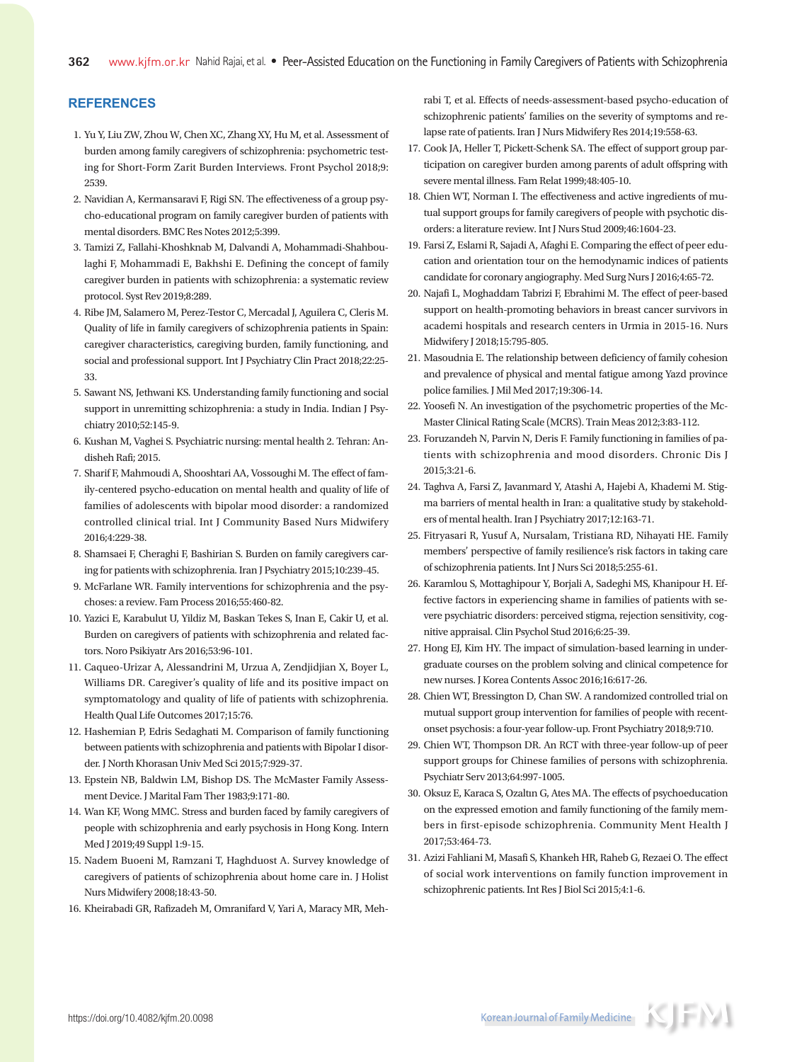## REFERENCES

1. Yu Y, Liu ZW, Zhou W, Chen XC, Zhang XY, Hu M, et al. Assessment of burden among family caregivers of schizophrenia: psychometric testing for Short-Form Zarit Burden Interviews. Front Psychol 2018;9:2539.
2. Navidian A, Kermansaravi F, Rigi SN. The effectiveness of a group psycho-educational program on family caregiver burden of patients with mental disorders. BMC Res Notes 2012;5:399.
3. Tamizi Z, Fallahi-Khoshknab M, Dalvandi A, Mohammadi-Shahboulaghi F, Mohammadi E, Bakhshi E. Defining the concept of family caregiver burden in patients with schizophrenia: a systematic review protocol. Syst Rev 2019;8:289.
4. Ribe JM, Salamero M, Perez-Testor C, Mercadal J, Aguilera C, Cleris M. Quality of life in family caregivers of schizophrenia patients in Spain: caregiver characteristics, caregiving burden, family functioning, and social and professional support. Int J Psychiatry Clin Pract 2018;22:25-33.
5. Sawant NS, Jethwani KS. Understanding family functioning and social support in unremitting schizophrenia: a study in India. Indian J Psychiatry 2010;52:145-9.
6. Kushan M, Vaghei S. Psychiatric nursing: mental health 2. Tehran: Andisheh Rafi; 2015.
7. Sharif F, Mahmoudi A, Shooshtari AA, Vossoughi M. The effect of family-centered psycho-education on mental health and quality of life of families of adolescents with bipolar mood disorder: a randomized controlled clinical trial. Int J Community Based Nurs Midwifery 2016;4:229-38.
8. Shamsaei F, Cheraghi F, Bashirian S. Burden on family caregivers caring for patients with schizophrenia. Iran J Psychiatry 2015;10:239-45.
9. McFarlane WR. Family interventions for schizophrenia and the psychoses: a review. Fam Process 2016;55:460-82.
10. Yazici E, Karabulut U, Yildiz M, Baskan Tekes S, Inan E, Cakir U, et al. Burden on caregivers of patients with schizophrenia and related factors. Noro Psikiyatr Ars 2016;53:96-101.
11. Caqueo-Urizar A, Alessandrini M, Urzua A, Zendjidjian X, Boyer L, Williams DR. Caregiver's quality of life and its positive impact on symptomatology and quality of life of patients with schizophrenia. Health Qual Life Outcomes 2017;15:76.
12. Hashemian P, Edris Sedaghati M. Comparison of family functioning between patients with schizophrenia and patients with Bipolar I disorder. J North Khorasan Univ Med Sci 2015;7:929-37.
13. Epstein NB, Baldwin LM, Bishop DS. The McMaster Family Assessment Device. J Marital Fam Ther 1983;9:171-80.
14. Wan KF, Wong MMC. Stress and burden faced by family caregivers of people with schizophrenia and early psychosis in Hong Kong. Intern Med J 2019;49 Suppl 1:9-15.
15. Nadem Buoeni M, Ramzani T, Haghduost A. Survey knowledge of caregivers of patients of schizophrenia about home care in. J Holist Nurs Midwifery 2008;18:43-50.
16. Kheirabadi GR, Rafizadeh M, Omranifard V, Yari A, Maracy MR, Mehrabi T, et al. Effects of needs-assessment-based psycho-education of schizophrenic patients' families on the severity of symptoms and relapse rate of patients. Iran J Nurs Midwifery Res 2014;19:558-63.
17. Cook JA, Heller T, Pickett-Schenk SA. The effect of support group participation on caregiver burden among parents of adult offspring with severe mental illness. Fam Relat 1999;48:405-10.
18. Chien WT, Norman I. The effectiveness and active ingredients of mutual support groups for family caregivers of people with psychotic disorders: a literature review. Int J Nurs Stud 2009;46:1604-23.
19. Farsi Z, Eslami R, Sajadi A, Afaghi E. Comparing the effect of peer education and orientation tour on the hemodynamic indices of patients candidate for coronary angiography. Med Surg Nurs J 2016;4:65-72.
20. Najafi L, Moghaddam Tabrizi F, Ebrahimi M. The effect of peer-based support on health-promoting behaviors in breast cancer survivors in academi hospitals and research centers in Urmia in 2015-16. Nurs Midwifery J 2018;15:795-805.
21. Masoudnia E. The relationship between deficiency of family cohesion and prevalence of physical and mental fatigue among Yazd province police families. J Mil Med 2017;19:306-14.
22. Yoosefi N. An investigation of the psychometric properties of the McMaster Clinical Rating Scale (MCRS). Train Meas 2012;3:83-112.
23. Foruzandeh N, Parvin N, Deris F. Family functioning in families of patients with schizophrenia and mood disorders. Chronic Dis J 2015;3:21-6.
24. Taghva A, Farsi Z, Javanmard Y, Atashi A, Hajebi A, Khademi M. Stigma barriers of mental health in Iran: a qualitative study by stakeholders of mental health. Iran J Psychiatry 2017;12:163-71.
25. Fitryasari R, Yusuf A, Nursalam, Tristiana RD, Nihayati HE. Family members' perspective of family resilience's risk factors in taking care of schizophrenia patients. Int J Nurs Sci 2018;5:255-61.
26. Karamlou S, Mottaghipour Y, Borjali A, Sadeghi MS, Khanipour H. Effective factors in experiencing shame in families of patients with severe psychiatric disorders: perceived stigma, rejection sensitivity, cognitive appraisal. Clin Psychol Stud 2016;6:25-39.
27. Hong EJ, Kim HY. The impact of simulation-based learning in undergraduate courses on the problem solving and clinical competence for new nurses. J Korea Contents Assoc 2016;16:617-26.
28. Chien WT, Bressington D, Chan SW. A randomized controlled trial on mutual support group intervention for families of people with recent-onset psychosis: a four-year follow-up. Front Psychiatry 2018;9:710.
29. Chien WT, Thompson DR. An RCT with three-year follow-up of peer support groups for Chinese families of persons with schizophrenia. Psychiatr Serv 2013;64:997-1005.
30. Oksuz E, Karaca S, Ozaltın G, Ates MA. The effects of psychoeducation on the expressed emotion and family functioning of the family members in first-episode schizophrenia. Community Ment Health J 2017;53:464-73.
31. Azizi Fahliani M, Masafi S, Khankeh HR, Raheb G, Rezaei O. The effect of social work interventions on family function improvement in schizophrenic patients. Int Res J Biol Sci 2015;4:1-6.